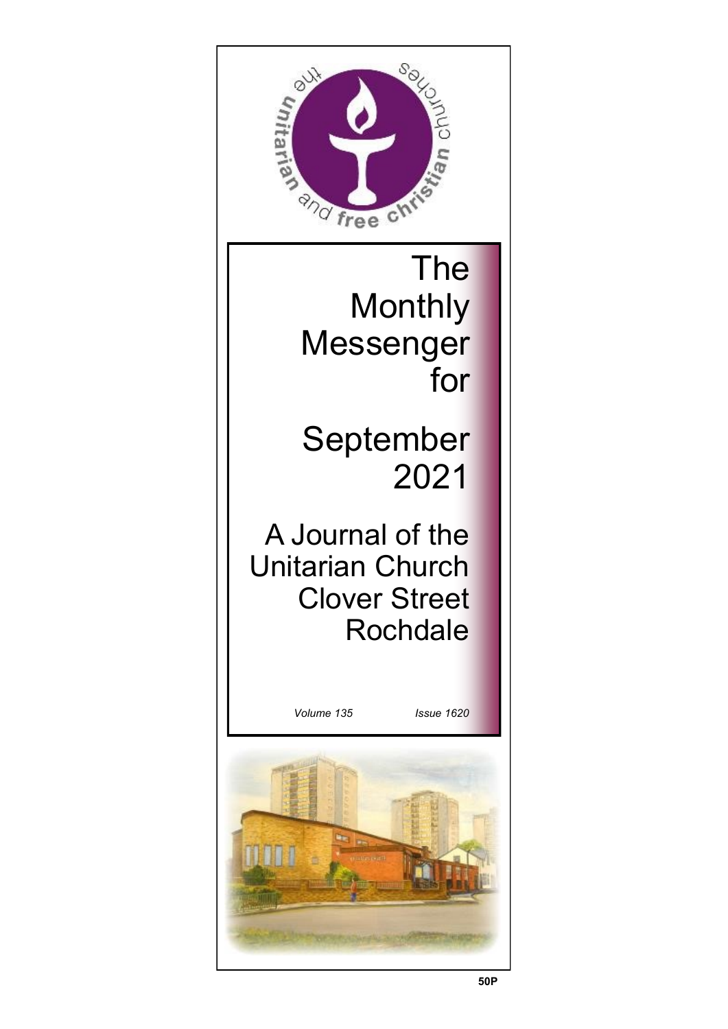# The Monthly Messenger for

# September 2021

## A Journal of the Unitarian Church Clover Street Rochdale

*Volume 135* *Issue 1620*

**50P**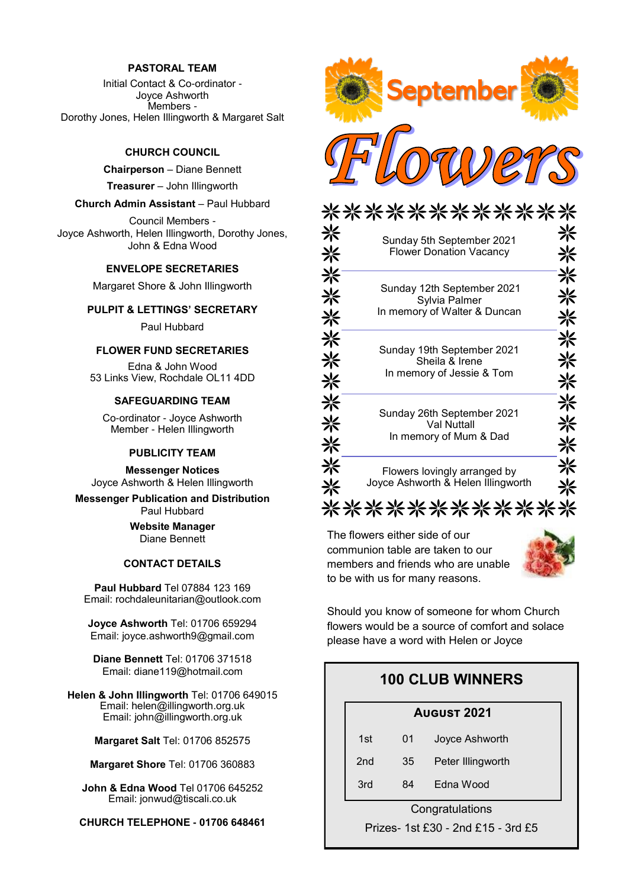## PASTORAL TEAM

Initial Contact & Co-ordinator -
Joyce Ashworth
Members -
Dorothy Jones, Helen Illingworth & Margaret Salt

## CHURCH COUNCIL

**Chairperson** – Diane Bennett

**Treasurer** – John Illingworth

**Church Admin Assistant** – Paul Hubbard

Council Members -
Joyce Ashworth, Helen Illingworth, Dorothy Jones, John & Edna Wood

## ENVELOPE SECRETARIES

Margaret Shore & John Illingworth

## PULPIT & LETTINGS' SECRETARY

Paul Hubbard

## FLOWER FUND SECRETARIES

Edna & John Wood
53 Links View, Rochdale OL11 4DD

## SAFEGUARDING TEAM

Co-ordinator - Joyce Ashworth
Member - Helen Illingworth

## PUBLICITY TEAM

**Messenger Notices**
Joyce Ashworth & Helen Illingworth

**Messenger Publication and Distribution**
Paul Hubbard

**Website Manager**
Diane Bennett

## CONTACT DETAILS

**Paul Hubbard** Tel 07884 123 169
Email: rochdaleunitarian@outlook.com

**Joyce Ashworth** Tel: 01706 659294
Email: joyce.ashworth9@gmail.com

**Diane Bennett** Tel: 01706 371518
Email: diane119@hotmail.com

**Helen & John Illingworth** Tel: 01706 649015
Email: helen@illingworth.org.uk
Email: john@illingworth.org.uk

**Margaret Salt** Tel: 01706 852575

**Margaret Shore** Tel: 01706 360883

**John & Edna Wood** Tel 01706 645252
Email: jonwud@tiscali.co.uk

**CHURCH TELEPHONE - 01706 648461**

# September Flowers

Sunday 5th September 2021
Flower Donation Vacancy

Sunday 12th September 2021
Sylvia Palmer
In memory of Walter & Duncan

Sunday 19th September 2021
Sheila & Irene
In memory of Jessie & Tom

Sunday 26th September 2021
Val Nuttall
In memory of Mum & Dad

Flowers lovingly arranged by
Joyce Ashworth & Helen Illingworth

The flowers either side of our communion table are taken to our members and friends who are unable to be with us for many reasons.

Should you know of someone for whom Church flowers would be a source of comfort and solace please have a word with Helen or Joyce

## 100 CLUB WINNERS

| August 2021 | | |
|---|---|---|
| 1st | 01 | Joyce Ashworth |
| 2nd | 35 | Peter Illingworth |
| 3rd | 84 | Edna Wood |

Congratulations

Prizes- 1st £30 - 2nd £15 - 3rd £5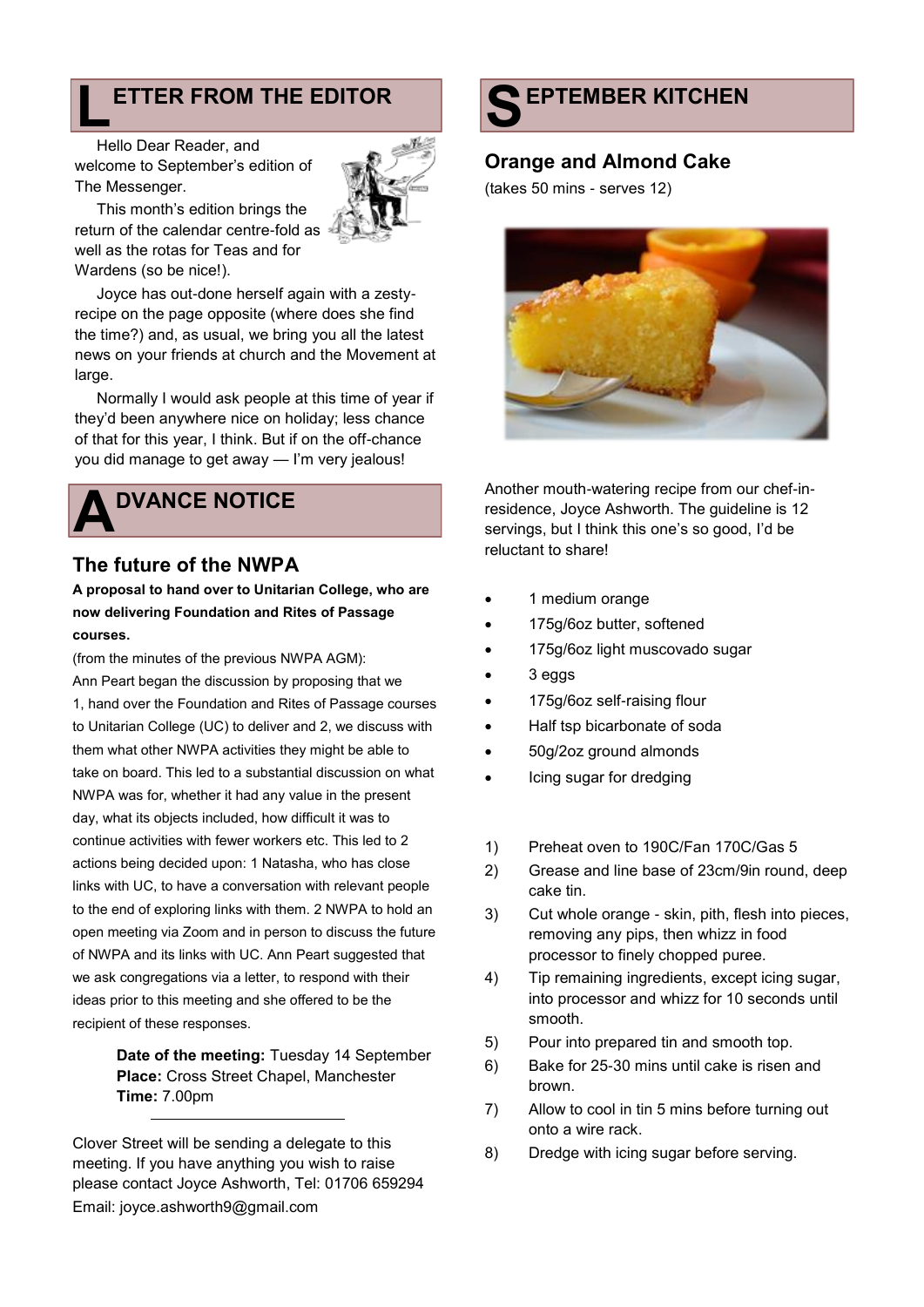## LETTER FROM THE EDITOR

Hello Dear Reader, and welcome to September's edition of The Messenger.

This month's edition brings the return of the calendar centre-fold as well as the rotas for Teas and for Wardens (so be nice!).

Joyce has out-done herself again with a zesty-recipe on the page opposite (where does she find the time?) and, as usual, we bring you all the latest news on your friends at church and the Movement at large.

Normally I would ask people at this time of year if they'd been anywhere nice on holiday; less chance of that for this year, I think. But if on the off-chance you did manage to get away — I'm very jealous!

## ADVANCE NOTICE

### The future of the NWPA

**A proposal to hand over to Unitarian College, who are now delivering Foundation and Rites of Passage courses.**

(from the minutes of the previous NWPA AGM):

Ann Peart began the discussion by proposing that we 1, hand over the Foundation and Rites of Passage courses to Unitarian College (UC) to deliver and 2, we discuss with them what other NWPA activities they might be able to take on board. This led to a substantial discussion on what NWPA was for, whether it had any value in the present day, what its objects included, how difficult it was to continue activities with fewer workers etc. This led to 2 actions being decided upon: 1 Natasha, who has close links with UC, to have a conversation with relevant people to the end of exploring links with them. 2 NWPA to hold an open meeting via Zoom and in person to discuss the future of NWPA and its links with UC. Ann Peart suggested that we ask congregations via a letter, to respond with their ideas prior to this meeting and she offered to be the recipient of these responses.

**Date of the meeting:** Tuesday 14 September
**Place:** Cross Street Chapel, Manchester
**Time:** 7.00pm

---

Clover Street will be sending a delegate to this meeting. If you have anything you wish to raise please contact Joyce Ashworth, Tel: 01706 659294
Email: joyce.ashworth9@gmail.com

## SEPTEMBER KITCHEN

### Orange and Almond Cake

(takes 50 mins - serves 12)

Another mouth-watering recipe from our chef-in-residence, Joyce Ashworth. The guideline is 12 servings, but I think this one's so good, I'd be reluctant to share!

- 1 medium orange
- 175g/6oz butter, softened
- 175g/6oz light muscovado sugar
- 3 eggs
- 175g/6oz self-raising flour
- Half tsp bicarbonate of soda
- 50g/2oz ground almonds
- Icing sugar for dredging

1) Preheat oven to 190C/Fan 170C/Gas 5
2) Grease and line base of 23cm/9in round, deep cake tin.
3) Cut whole orange - skin, pith, flesh into pieces, removing any pips, then whizz in food processor to finely chopped puree.
4) Tip remaining ingredients, except icing sugar, into processor and whizz for 10 seconds until smooth.
5) Pour into prepared tin and smooth top.
6) Bake for 25-30 mins until cake is risen and brown.
7) Allow to cool in tin 5 mins before turning out onto a wire rack.
8) Dredge with icing sugar before serving.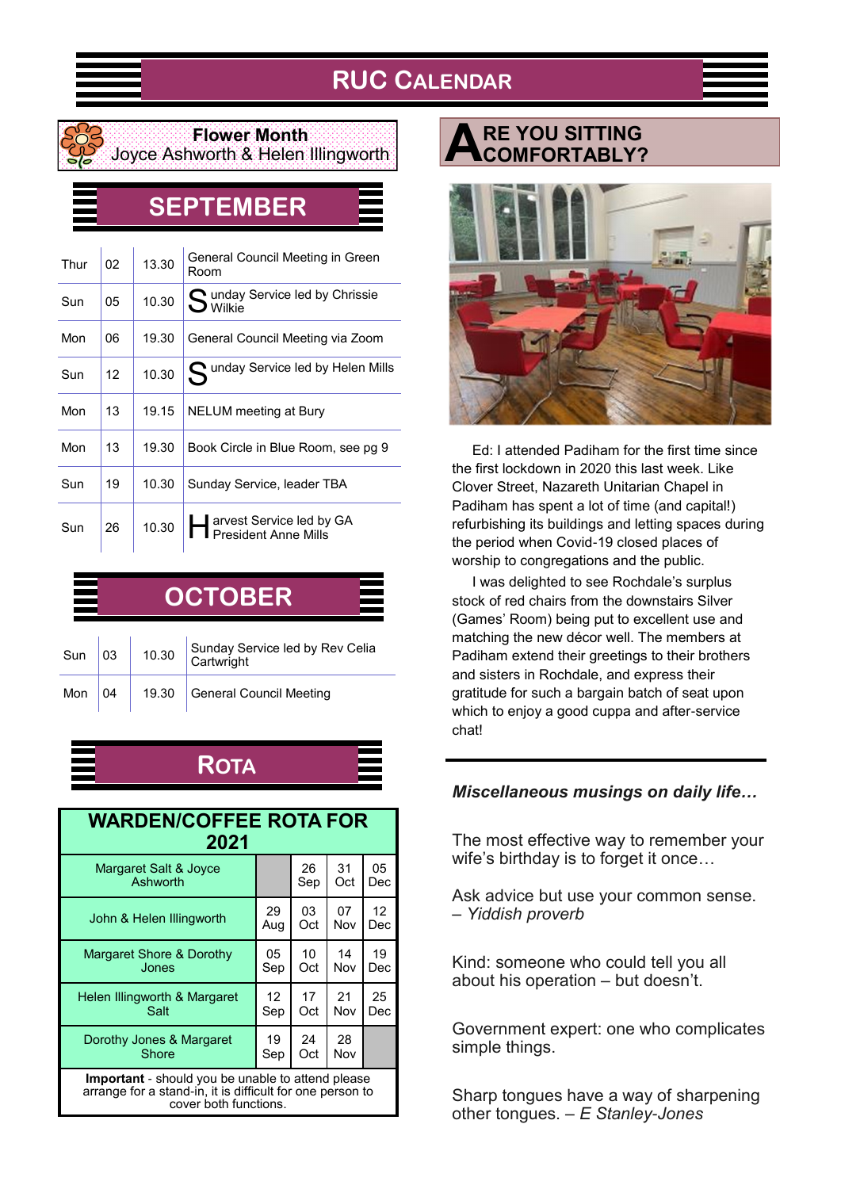# RUC Calendar

**Flower Month**
Joyce Ashworth & Helen Illingworth

## SEPTEMBER

| | | | |
|---|---|---|---|
| Thur | 02 | 13.30 | General Council Meeting in Green Room |
| Sun | 05 | 10.30 | Sunday Service led by Chrissie Wilkie |
| Mon | 06 | 19.30 | General Council Meeting via Zoom |
| Sun | 12 | 10.30 | Sunday Service led by Helen Mills |
| Mon | 13 | 19.15 | NELUM meeting at Bury |
| Mon | 13 | 19.30 | Book Circle in Blue Room, see pg 9 |
| Sun | 19 | 10.30 | Sunday Service, leader TBA |
| Sun | 26 | 10.30 | Harvest Service led by GA President Anne Mills |

## OCTOBER

| | | | |
|---|---|---|---|
| Sun | 03 | 10.30 | Sunday Service led by Rev Celia Cartwright |
| Mon | 04 | 19.30 | General Council Meeting |

## Rota

| WARDEN/COFFEE ROTA FOR 2021 | | | | |
|---|---|---|---|---|
| Margaret Salt & Joyce Ashworth | | 26 Sep | 31 Oct | 05 Dec |
| John & Helen Illingworth | 29 Aug | 03 Oct | 07 Nov | 12 Dec |
| Margaret Shore & Dorothy Jones | 05 Sep | 10 Oct | 14 Nov | 19 Dec |
| Helen Illingworth & Margaret Salt | 12 Sep | 17 Oct | 21 Nov | 25 Dec |
| Dorothy Jones & Margaret Shore | 19 Sep | 24 Oct | 28 Nov | |

**Important** - should you be unable to attend please arrange for a stand-in, it is difficult for one person to cover both functions.

## Are You Sitting Comfortably?

Ed: I attended Padiham for the first time since the first lockdown in 2020 this last week. Like Clover Street, Nazareth Unitarian Chapel in Padiham has spent a lot of time (and capital!) refurbishing its buildings and letting spaces during the period when Covid-19 closed places of worship to congregations and the public.

I was delighted to see Rochdale's surplus stock of red chairs from the downstairs Silver (Games' Room) being put to excellent use and matching the new décor well. The members at Padiham extend their greetings to their brothers and sisters in Rochdale, and express their gratitude for such a bargain batch of seat upon which to enjoy a good cuppa and after-service chat!

---

***Miscellaneous musings on daily life…***

The most effective way to remember your wife's birthday is to forget it once…

Ask advice but use your common sense. – *Yiddish proverb*

Kind: someone who could tell you all about his operation – but doesn't.

Government expert: one who complicates simple things.

Sharp tongues have a way of sharpening other tongues. – *E Stanley-Jones*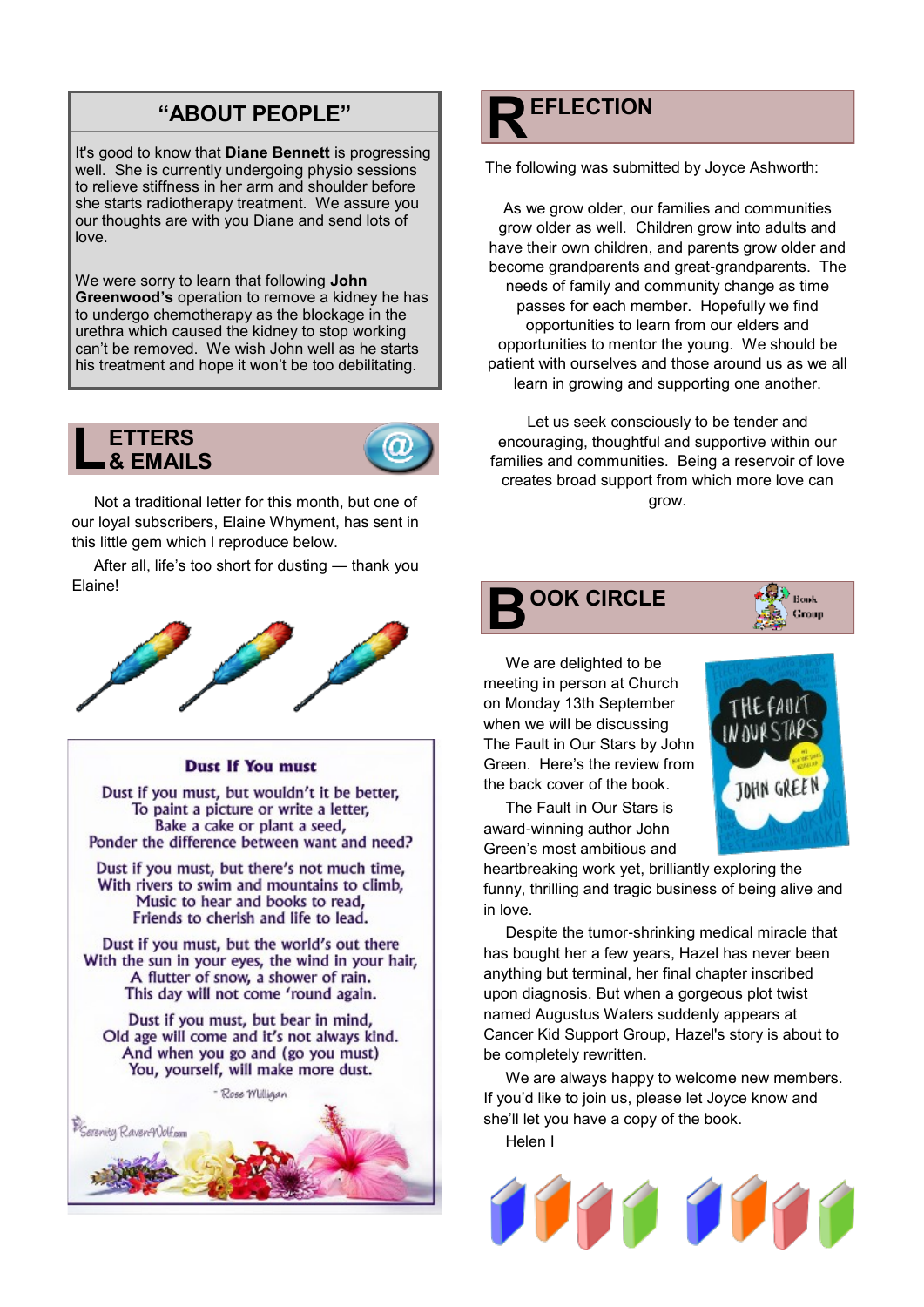## "ABOUT PEOPLE"

It's good to know that **Diane Bennett** is progressing well. She is currently undergoing physio sessions to relieve stiffness in her arm and shoulder before she starts radiotherapy treatment. We assure you our thoughts are with you Diane and send lots of love.

We were sorry to learn that following **John Greenwood's** operation to remove a kidney he has to undergo chemotherapy as the blockage in the urethra which caused the kidney to stop working can't be removed. We wish John well as he starts his treatment and hope it won't be too debilitating.

## LETTERS & EMAILS

Not a traditional letter for this month, but one of our loyal subscribers, Elaine Whyment, has sent in this little gem which I reproduce below.

After all, life's too short for dusting — thank you Elaine!

**Dust If You must**

Dust if you must, but wouldn't it be better,
To paint a picture or write a letter,
Bake a cake or plant a seed,
Ponder the difference between want and need?

Dust if you must, but there's not much time,
With rivers to swim and mountains to climb,
Music to hear and books to read,
Friends to cherish and life to lead.

Dust if you must, but the world's out there
With the sun in your eyes, the wind in your hair,
A flutter of snow, a shower of rain.
This day will not come 'round again.

Dust if you must, but bear in mind,
Old age will come and it's not always kind.
And when you go and (go you must)
You, yourself, will make more dust.

- Rose Milligan

Serenity RavenWolf.com

## REFLECTION

The following was submitted by Joyce Ashworth:

As we grow older, our families and communities grow older as well. Children grow into adults and have their own children, and parents grow older and become grandparents and great-grandparents. The needs of family and community change as time passes for each member. Hopefully we find opportunities to learn from our elders and opportunities to mentor the young. We should be patient with ourselves and those around us as we all learn in growing and supporting one another.

Let us seek consciously to be tender and encouraging, thoughtful and supportive within our families and communities. Being a reservoir of love creates broad support from which more love can grow.

## BOOK CIRCLE

We are delighted to be meeting in person at Church on Monday 13th September when we will be discussing The Fault in Our Stars by John Green. Here's the review from the back cover of the book.

The Fault in Our Stars is award-winning author John Green's most ambitious and heartbreaking work yet, brilliantly exploring the funny, thrilling and tragic business of being alive and in love.

Despite the tumor-shrinking medical miracle that has bought her a few years, Hazel has never been anything but terminal, her final chapter inscribed upon diagnosis. But when a gorgeous plot twist named Augustus Waters suddenly appears at Cancer Kid Support Group, Hazel's story is about to be completely rewritten.

We are always happy to welcome new members. If you'd like to join us, please let Joyce know and she'll let you have a copy of the book.

Helen I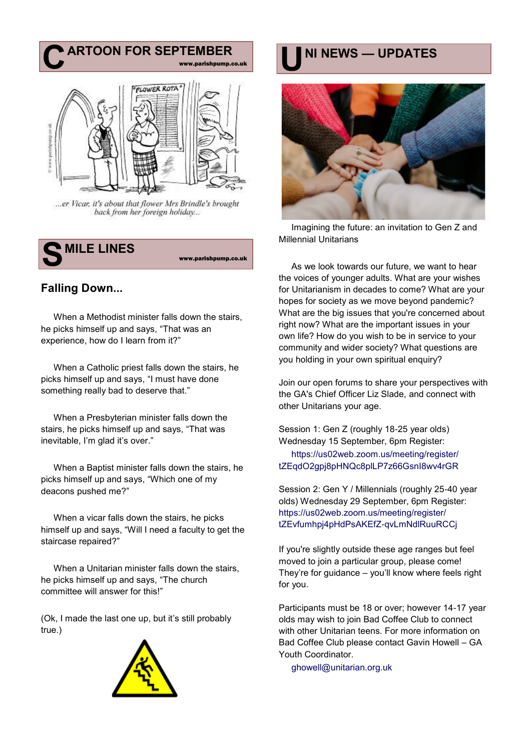## CARTOON FOR SEPTEMBER

www.parishpump.co.uk

*...er Vicar, it's about that flower Mrs Brindle's brought back from her foreign holiday...*

## SMILE LINES

www.parishpump.co.uk

### Falling Down...

When a Methodist minister falls down the stairs, he picks himself up and says, "That was an experience, how do I learn from it?"

When a Catholic priest falls down the stairs, he picks himself up and says, "I must have done something really bad to deserve that."

When a Presbyterian minister falls down the stairs, he picks himself up and says, "That was inevitable, I'm glad it's over."

When a Baptist minister falls down the stairs, he picks himself up and says, "Which one of my deacons pushed me?"

When a vicar falls down the stairs, he picks himself up and says, "Will I need a faculty to get the staircase repaired?"

When a Unitarian minister falls down the stairs, he picks himself up and says, "The church committee will answer for this!"

(Ok, I made the last one up, but it's still probably true.)

## UNI NEWS — UPDATES

Imagining the future: an invitation to Gen Z and Millennial Unitarians

As we look towards our future, we want to hear the voices of younger adults. What are your wishes for Unitarianism in decades to come? What are your hopes for society as we move beyond pandemic? What are the big issues that you're concerned about right now? What are the important issues in your own life? How do you wish to be in service to your community and wider society? What questions are you holding in your own spiritual enquiry?

Join our open forums to share your perspectives with the GA's Chief Officer Liz Slade, and connect with other Unitarians your age.

Session 1: Gen Z (roughly 18-25 year olds) Wednesday 15 September, 6pm Register:
https://us02web.zoom.us/meeting/register/tZEqdO2gpj8pHNQc8plLP7z66GsnI8wv4rGR

Session 2: Gen Y / Millennials (roughly 25-40 year olds) Wednesday 29 September, 6pm Register:
https://us02web.zoom.us/meeting/register/tZEvfumhpj4pHdPsAKEfZ-qvLmNdlRuuRCCj

If you're slightly outside these age ranges but feel moved to join a particular group, please come! They're for guidance – you'll know where feels right for you.

Participants must be 18 or over; however 14-17 year olds may wish to join Bad Coffee Club to connect with other Unitarian teens. For more information on Bad Coffee Club please contact Gavin Howell – GA Youth Coordinator.

ghowell@unitarian.org.uk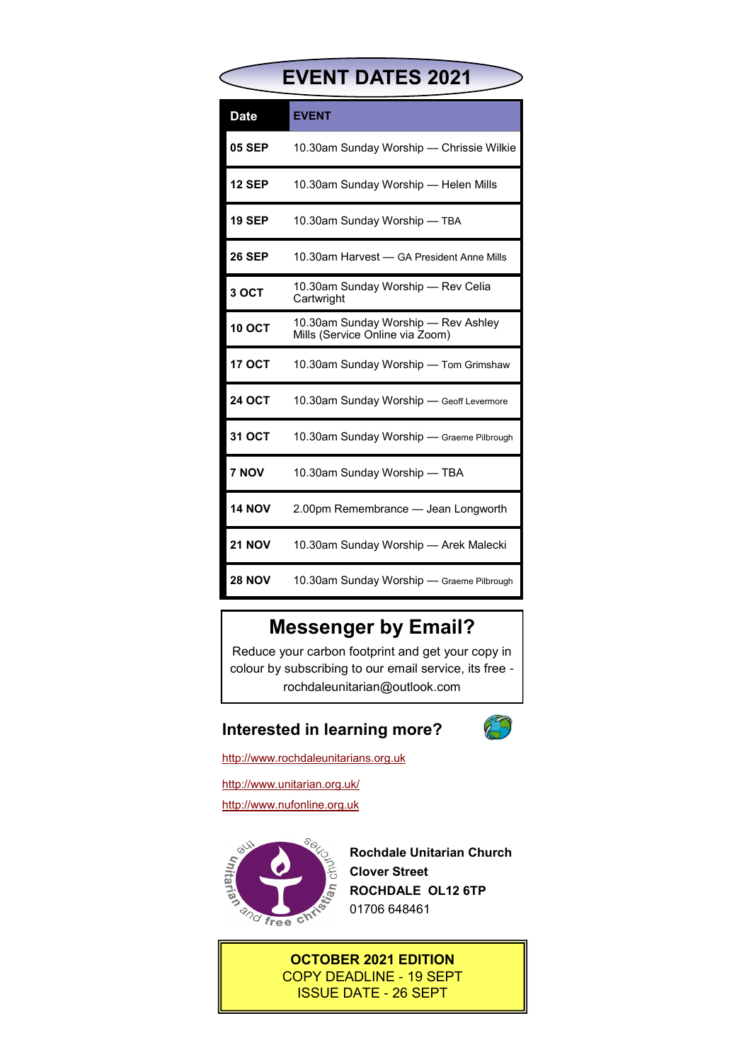# EVENT DATES 2021

| Date | EVENT |
|---|---|
| 05 SEP | 10.30am Sunday Worship — Chrissie Wilkie |
| 12 SEP | 10.30am Sunday Worship — Helen Mills |
| 19 SEP | 10.30am Sunday Worship — TBA |
| 26 SEP | 10.30am Harvest — GA President Anne Mills |
| 3 OCT | 10.30am Sunday Worship — Rev Celia Cartwright |
| 10 OCT | 10.30am Sunday Worship — Rev Ashley Mills (Service Online via Zoom) |
| 17 OCT | 10.30am Sunday Worship — Tom Grimshaw |
| 24 OCT | 10.30am Sunday Worship — Geoff Levermore |
| 31 OCT | 10.30am Sunday Worship — Graeme Pilbrough |
| 7 NOV | 10.30am Sunday Worship — TBA |
| 14 NOV | 2.00pm Remembrance — Jean Longworth |
| 21 NOV | 10.30am Sunday Worship — Arek Malecki |
| 28 NOV | 10.30am Sunday Worship — Graeme Pilbrough |

## Messenger by Email?

Reduce your carbon footprint and get your copy in colour by subscribing to our email service, its free - rochdaleunitarian@outlook.com

### Interested in learning more?

http://www.rochdaleunitarians.org.uk

http://www.unitarian.org.uk/

http://www.nufonline.org.uk

the unitarian and free christian churches

**Rochdale Unitarian Church**
**Clover Street**
**ROCHDALE OL12 6TP**
01706 648461

**OCTOBER 2021 EDITION**
COPY DEADLINE - 19 SEPT
ISSUE DATE - 26 SEPT